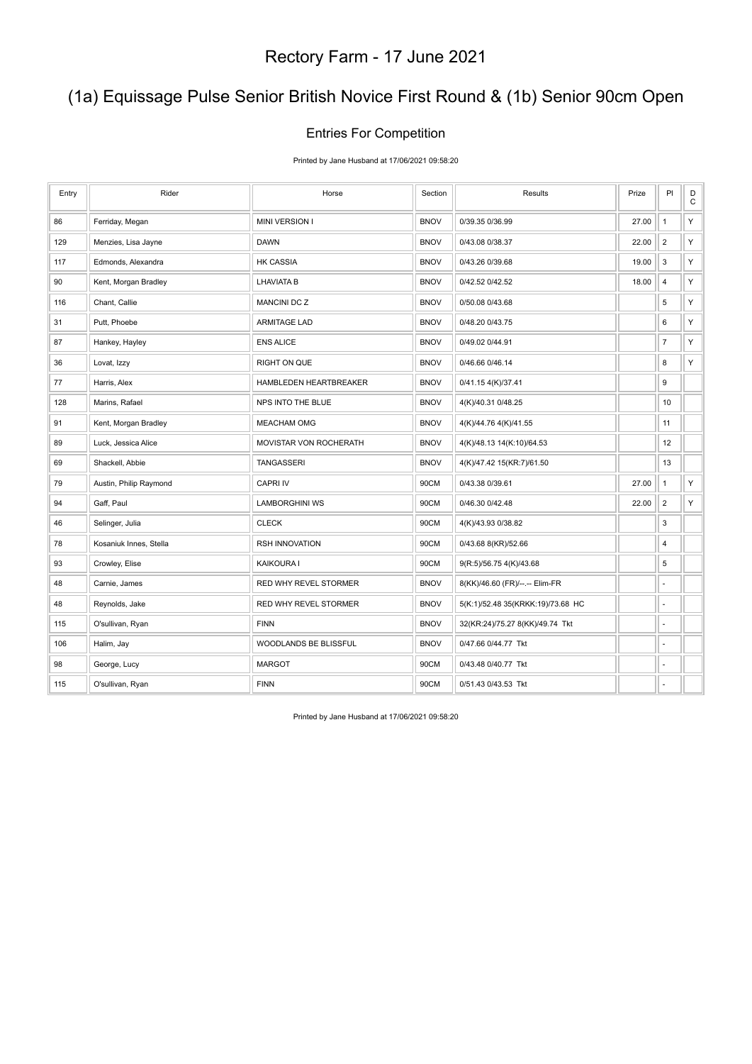# Rectory Farm - 17 June 2021

## (1a) Equissage Pulse Senior British Novice First Round & (1b) Senior 90cm Open

### Entries For Competition

Printed by Jane Husband at 17/06/2021 09:58:20

| Entry | Rider | Horse | Section | Results | Prize | Pl | DC |
|---|---|---|---|---|---|---|---|
| 86 | Ferriday, Megan | MINI VERSION I | BNOV | 0/39.35 0/36.99 | 27.00 | 1 | Y |
| 129 | Menzies, Lisa Jayne | DAWN | BNOV | 0/43.08 0/38.37 | 22.00 | 2 | Y |
| 117 | Edmonds, Alexandra | HK CASSIA | BNOV | 0/43.26 0/39.68 | 19.00 | 3 | Y |
| 90 | Kent, Morgan Bradley | LHAVIATA B | BNOV | 0/42.52 0/42.52 | 18.00 | 4 | Y |
| 116 | Chant, Callie | MANCINI DC Z | BNOV | 0/50.08 0/43.68 | | 5 | Y |
| 31 | Putt, Phoebe | ARMITAGE LAD | BNOV | 0/48.20 0/43.75 | | 6 | Y |
| 87 | Hankey, Hayley | ENS ALICE | BNOV | 0/49.02 0/44.91 | | 7 | Y |
| 36 | Lovat, Izzy | RIGHT ON QUE | BNOV | 0/46.66 0/46.14 | | 8 | Y |
| 77 | Harris, Alex | HAMBLEDEN HEARTBREAKER | BNOV | 0/41.15 4(K)/37.41 | | 9 | |
| 128 | Marins, Rafael | NPS INTO THE BLUE | BNOV | 4(K)/40.31 0/48.25 | | 10 | |
| 91 | Kent, Morgan Bradley | MEACHAM OMG | BNOV | 4(K)/44.76 4(K)/41.55 | | 11 | |
| 89 | Luck, Jessica Alice | MOVISTAR VON ROCHERATH | BNOV | 4(K)/48.13 14(K:10)/64.53 | | 12 | |
| 69 | Shackell, Abbie | TANGASSERI | BNOV | 4(K)/47.42 15(KR:7)/61.50 | | 13 | |
| 79 | Austin, Philip Raymond | CAPRI IV | 90CM | 0/43.38 0/39.61 | 27.00 | 1 | Y |
| 94 | Gaff, Paul | LAMBORGHINI WS | 90CM | 0/46.30 0/42.48 | 22.00 | 2 | Y |
| 46 | Selinger, Julia | CLECK | 90CM | 4(K)/43.93 0/38.82 | | 3 | |
| 78 | Kosaniuk Innes, Stella | RSH INNOVATION | 90CM | 0/43.68 8(KR)/52.66 | | 4 | |
| 93 | Crowley, Elise | KAIKOURA I | 90CM | 9(R:5)/56.75 4(K)/43.68 | | 5 | |
| 48 | Carnie, James | RED WHY REVEL STORMER | BNOV | 8(KK)/46.60 (FR)/--.-- Elim-FR | | - | |
| 48 | Reynolds, Jake | RED WHY REVEL STORMER | BNOV | 5(K:1)/52.48 35(KRKK:19)/73.68 HC | | - | |
| 115 | O'sullivan, Ryan | FINN | BNOV | 32(KR:24)/75.27 8(KK)/49.74 Tkt | | - | |
| 106 | Halim, Jay | WOODLANDS BE BLISSFUL | BNOV | 0/47.66 0/44.77 Tkt | | - | |
| 98 | George, Lucy | MARGOT | 90CM | 0/43.48 0/40.77 Tkt | | - | |
| 115 | O'sullivan, Ryan | FINN | 90CM | 0/51.43 0/43.53 Tkt | | - | |

Printed by Jane Husband at 17/06/2021 09:58:20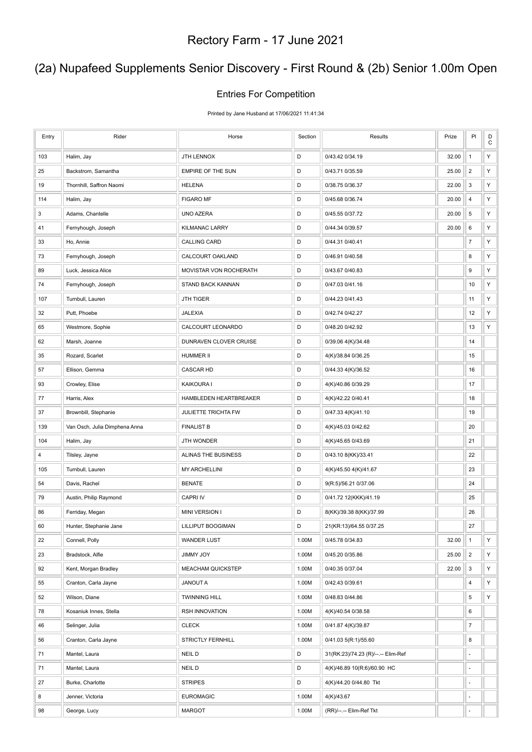# Rectory Farm - 17 June 2021

## (2a) Nupafeed Supplements Senior Discovery - First Round & (2b) Senior 1.00m Open

### Entries For Competition

Printed by Jane Husband at 17/06/2021 11:41:34

| Entry | Rider | Horse | Section | Results | Prize | Pl | DC |
|---|---|---|---|---|---|---|---|
| 103 | Halim, Jay | JTH LENNOX | D | 0/43.42 0/34.19 | 32.00 | 1 | Y |
| 25 | Backstrom, Samantha | EMPIRE OF THE SUN | D | 0/43.71 0/35.59 | 25.00 | 2 | Y |
| 19 | Thornhill, Saffron Naomi | HELENA | D | 0/38.75 0/36.37 | 22.00 | 3 | Y |
| 114 | Halim, Jay | FIGARO MF | D | 0/45.68 0/36.74 | 20.00 | 4 | Y |
| 3 | Adams, Chantelle | UNO AZERA | D | 0/45.55 0/37.72 | 20.00 | 5 | Y |
| 41 | Fernyhough, Joseph | KILMANAC LARRY | D | 0/44.34 0/39.57 | 20.00 | 6 | Y |
| 33 | Ho, Annie | CALLING CARD | D | 0/44.31 0/40.41 | | 7 | Y |
| 73 | Fernyhough, Joseph | CALCOURT OAKLAND | D | 0/46.91 0/40.58 | | 8 | Y |
| 89 | Luck, Jessica Alice | MOVISTAR VON ROCHERATH | D | 0/43.67 0/40.83 | | 9 | Y |
| 74 | Fernyhough, Joseph | STAND BACK KANNAN | D | 0/47.03 0/41.16 | | 10 | Y |
| 107 | Turnbull, Lauren | JTH TIGER | D | 0/44.23 0/41.43 | | 11 | Y |
| 32 | Putt, Phoebe | JALEXIA | D | 0/42.74 0/42.27 | | 12 | Y |
| 65 | Westmore, Sophie | CALCOURT LEONARDO | D | 0/48.20 0/42.92 | | 13 | Y |
| 62 | Marsh, Joanne | DUNRAVEN CLOVER CRUISE | D | 0/39.06 4(K)/34.48 | | 14 | |
| 35 | Rozard, Scarlet | HUMMER II | D | 4(K)/38.84 0/36.25 | | 15 | |
| 57 | Ellison, Gemma | CASCAR HD | D | 0/44.33 4(K)/36.52 | | 16 | |
| 93 | Crowley, Elise | KAIKOURA I | D | 4(K)/40.86 0/39.29 | | 17 | |
| 77 | Harris, Alex | HAMBLEDEN HEARTBREAKER | D | 4(K)/42.22 0/40.41 | | 18 | |
| 37 | Brownbill, Stephanie | JULIETTE TRICHTA FW | D | 0/47.33 4(K)/41.10 | | 19 | |
| 139 | Van Osch, Julia Dimphena Anna | FINALIST B | D | 4(K)/45.03 0/42.62 | | 20 | |
| 104 | Halim, Jay | JTH WONDER | D | 4(K)/45.65 0/43.69 | | 21 | |
| 4 | Tilsley, Jayne | ALINAS THE BUSINESS | D | 0/43.10 8(KK)/33.41 | | 22 | |
| 105 | Turnbull, Lauren | MY ARCHELLINI | D | 4(K)/45.50 4(K)/41.67 | | 23 | |
| 54 | Davis, Rachel | BENATE | D | 9(R:5)/56.21 0/37.06 | | 24 | |
| 79 | Austin, Philip Raymond | CAPRI IV | D | 0/41.72 12(KKK)/41.19 | | 25 | |
| 86 | Ferriday, Megan | MINI VERSION I | D | 8(KK)/39.38 8(KK)/37.99 | | 26 | |
| 60 | Hunter, Stephanie Jane | LILLIPUT BOOGIMAN | D | 21(KR:13)/64.55 0/37.25 | | 27 | |
| 22 | Connell, Polly | WANDER LUST | 1.00M | 0/45.78 0/34.83 | 32.00 | 1 | Y |
| 23 | Bradstock, Alfie | JIMMY JOY | 1.00M | 0/45.20 0/35.86 | 25.00 | 2 | Y |
| 92 | Kent, Morgan Bradley | MEACHAM QUICKSTEP | 1.00M | 0/40.35 0/37.04 | 22.00 | 3 | Y |
| 55 | Cranton, Carla Jayne | JANOUT A | 1.00M | 0/42.43 0/39.61 | | 4 | Y |
| 52 | Wilson, Diane | TWINNING HILL | 1.00M | 0/48.83 0/44.86 | | 5 | Y |
| 78 | Kosaniuk Innes, Stella | RSH INNOVATION | 1.00M | 4(K)/40.54 0/38.58 | | 6 | |
| 46 | Selinger, Julia | CLECK | 1.00M | 0/41.87 4(K)/39.87 | | 7 | |
| 56 | Cranton, Carla Jayne | STRICTLY FERNHILL | 1.00M | 0/41.03 5(R:1)/55.60 | | 8 | |
| 71 | Mantel, Laura | NEIL D | D | 31(RK:23)/74.23 (R)/--.-- Elim-Ref | | - | |
| 71 | Mantel, Laura | NEIL D | D | 4(K)/46.89 10(R:6)/60.90 HC | | - | |
| 27 | Burke, Charlotte | STRIPES | D | 4(K)/44.20 0/44.80 Tkt | | - | |
| 8 | Jenner, Victoria | EUROMAGIC | 1.00M | 4(K)/43.67 | | - | |
| 98 | George, Lucy | MARGOT | 1.00M | (RR)/--.-- Elim-Ref Tkt | | - | |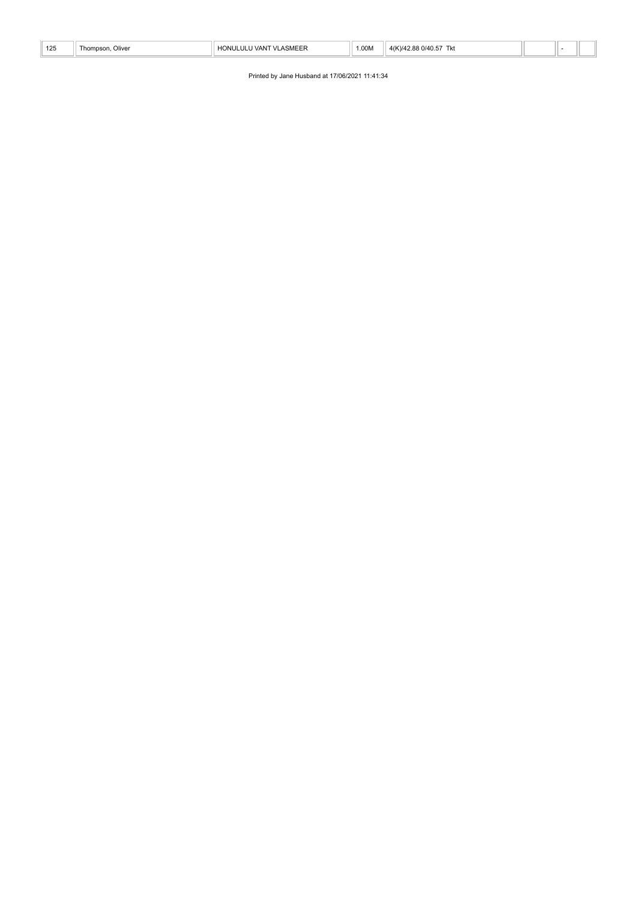| 125 | Thompson, Oliver | HONULULU VANT VLASMEER | 1.00M | 4(K)/42.88 0/40.57 Tkt | | - | |
|---|---|---|---|---|---|---|---|

Printed by Jane Husband at 17/06/2021 11:41:34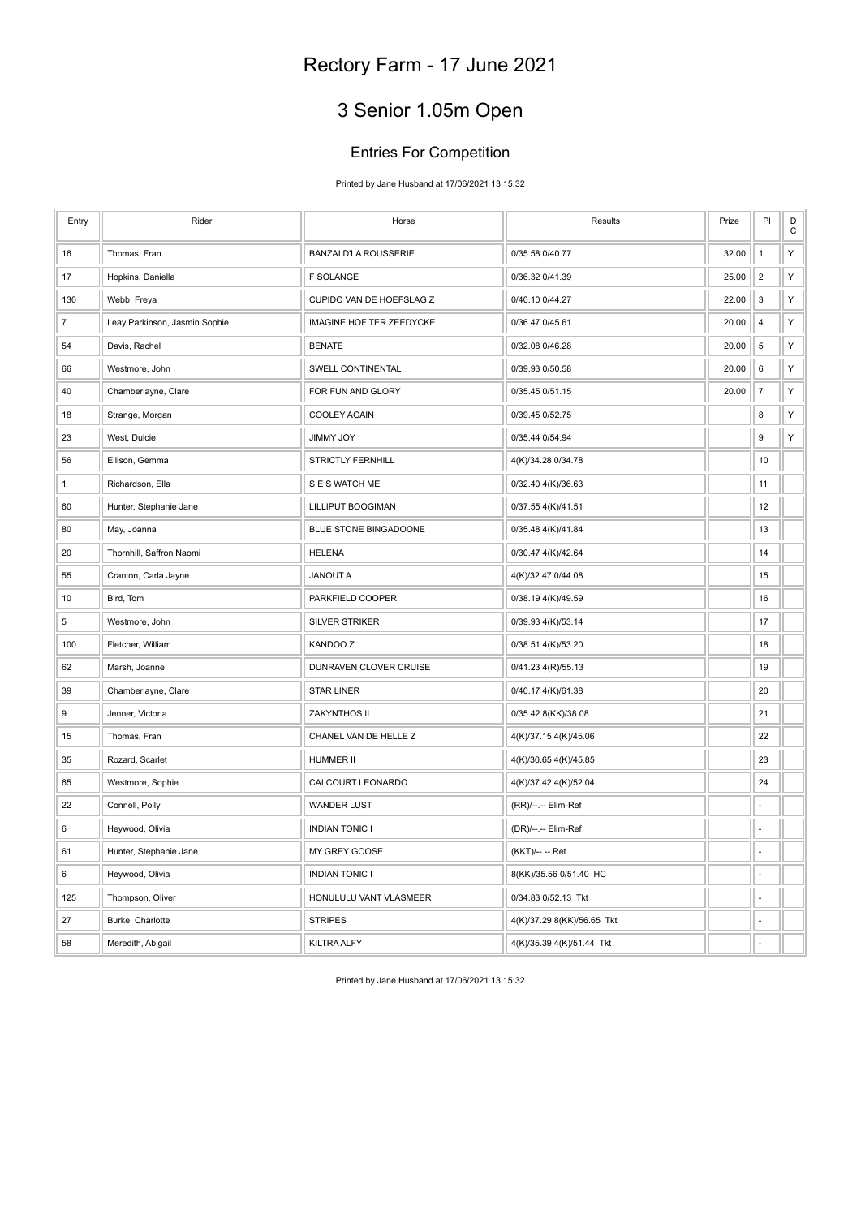# Rectory Farm - 17 June 2021

## 3 Senior 1.05m Open

### Entries For Competition

Printed by Jane Husband at 17/06/2021 13:15:32

| Entry | Rider | Horse | Results | Prize | Pl | D C |
|---|---|---|---|---|---|---|
| 16 | Thomas, Fran | BANZAI D'LA ROUSSERIE | 0/35.58 0/40.77 | 32.00 | 1 | Y |
| 17 | Hopkins, Daniella | F SOLANGE | 0/36.32 0/41.39 | 25.00 | 2 | Y |
| 130 | Webb, Freya | CUPIDO VAN DE HOEFSLAG Z | 0/40.10 0/44.27 | 22.00 | 3 | Y |
| 7 | Leay Parkinson, Jasmin Sophie | IMAGINE HOF TER ZEEDYCKE | 0/36.47 0/45.61 | 20.00 | 4 | Y |
| 54 | Davis, Rachel | BENATE | 0/32.08 0/46.28 | 20.00 | 5 | Y |
| 66 | Westmore, John | SWELL CONTINENTAL | 0/39.93 0/50.58 | 20.00 | 6 | Y |
| 40 | Chamberlayne, Clare | FOR FUN AND GLORY | 0/35.45 0/51.15 | 20.00 | 7 | Y |
| 18 | Strange, Morgan | COOLEY AGAIN | 0/39.45 0/52.75 | | 8 | Y |
| 23 | West, Dulcie | JIMMY JOY | 0/35.44 0/54.94 | | 9 | Y |
| 56 | Ellison, Gemma | STRICTLY FERNHILL | 4(K)/34.28 0/34.78 | | 10 | |
| 1 | Richardson, Ella | S E S WATCH ME | 0/32.40 4(K)/36.63 | | 11 | |
| 60 | Hunter, Stephanie Jane | LILLIPUT BOOGIMAN | 0/37.55 4(K)/41.51 | | 12 | |
| 80 | May, Joanna | BLUE STONE BINGADOONE | 0/35.48 4(K)/41.84 | | 13 | |
| 20 | Thornhill, Saffron Naomi | HELENA | 0/30.47 4(K)/42.64 | | 14 | |
| 55 | Cranton, Carla Jayne | JANOUT A | 4(K)/32.47 0/44.08 | | 15 | |
| 10 | Bird, Tom | PARKFIELD COOPER | 0/38.19 4(K)/49.59 | | 16 | |
| 5 | Westmore, John | SILVER STRIKER | 0/39.93 4(K)/53.14 | | 17 | |
| 100 | Fletcher, William | KANDOO Z | 0/38.51 4(K)/53.20 | | 18 | |
| 62 | Marsh, Joanne | DUNRAVEN CLOVER CRUISE | 0/41.23 4(R)/55.13 | | 19 | |
| 39 | Chamberlayne, Clare | STAR LINER | 0/40.17 4(K)/61.38 | | 20 | |
| 9 | Jenner, Victoria | ZAKYNTHOS II | 0/35.42 8(KK)/38.08 | | 21 | |
| 15 | Thomas, Fran | CHANEL VAN DE HELLE Z | 4(K)/37.15 4(K)/45.06 | | 22 | |
| 35 | Rozard, Scarlet | HUMMER II | 4(K)/30.65 4(K)/45.85 | | 23 | |
| 65 | Westmore, Sophie | CALCOURT LEONARDO | 4(K)/37.42 4(K)/52.04 | | 24 | |
| 22 | Connell, Polly | WANDER LUST | (RR)/--.-- Elim-Ref | | - | |
| 6 | Heywood, Olivia | INDIAN TONIC I | (DR)/--.-- Elim-Ref | | - | |
| 61 | Hunter, Stephanie Jane | MY GREY GOOSE | (KKT)/--.-- Ret. | | - | |
| 6 | Heywood, Olivia | INDIAN TONIC I | 8(KK)/35.56 0/51.40 HC | | - | |
| 125 | Thompson, Oliver | HONULULU VANT VLASMEER | 0/34.83 0/52.13 Tkt | | - | |
| 27 | Burke, Charlotte | STRIPES | 4(K)/37.29 8(KK)/56.65 Tkt | | - | |
| 58 | Meredith, Abigail | KILTRA ALFY | 4(K)/35.39 4(K)/51.44 Tkt | | - | |

Printed by Jane Husband at 17/06/2021 13:15:32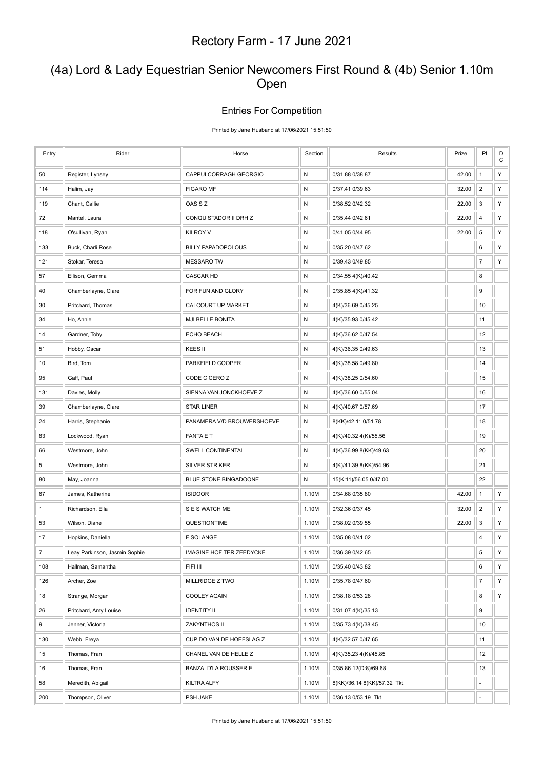# Rectory Farm - 17 June 2021

## (4a) Lord & Lady Equestrian Senior Newcomers First Round & (4b) Senior 1.10m Open

### Entries For Competition

Printed by Jane Husband at 17/06/2021 15:51:50

| Entry | Rider | Horse | Section | Results | Prize | Pl | DC |
|---|---|---|---|---|---|---|---|
| 50 | Register, Lynsey | CAPPULCORRAGH GEORGIO | N | 0/31.88 0/38.87 | 42.00 | 1 | Y |
| 114 | Halim, Jay | FIGARO MF | N | 0/37.41 0/39.63 | 32.00 | 2 | Y |
| 119 | Chant, Callie | OASIS Z | N | 0/38.52 0/42.32 | 22.00 | 3 | Y |
| 72 | Mantel, Laura | CONQUISTADOR II DRH Z | N | 0/35.44 0/42.61 | 22.00 | 4 | Y |
| 118 | O'sullivan, Ryan | KILROY V | N | 0/41.05 0/44.95 | 22.00 | 5 | Y |
| 133 | Buck, Charli Rose | BILLY PAPADOPOLOUS | N | 0/35.20 0/47.62 | | 6 | Y |
| 121 | Stokar, Teresa | MESSARO TW | N | 0/39.43 0/49.85 | | 7 | Y |
| 57 | Ellison, Gemma | CASCAR HD | N | 0/34.55 4(K)/40.42 | | 8 | |
| 40 | Chamberlayne, Clare | FOR FUN AND GLORY | N | 0/35.85 4(K)/41.32 | | 9 | |
| 30 | Pritchard, Thomas | CALCOURT UP MARKET | N | 4(K)/36.69 0/45.25 | | 10 | |
| 34 | Ho, Annie | MJI BELLE BONITA | N | 4(K)/35.93 0/45.42 | | 11 | |
| 14 | Gardner, Toby | ECHO BEACH | N | 4(K)/36.62 0/47.54 | | 12 | |
| 51 | Hobby, Oscar | KEES II | N | 4(K)/36.35 0/49.63 | | 13 | |
| 10 | Bird, Tom | PARKFIELD COOPER | N | 4(K)/38.58 0/49.80 | | 14 | |
| 95 | Gaff, Paul | CODE CICERO Z | N | 4(K)/38.25 0/54.60 | | 15 | |
| 131 | Davies, Molly | SIENNA VAN JONCKHOEVE Z | N | 4(K)/36.60 0/55.04 | | 16 | |
| 39 | Chamberlayne, Clare | STAR LINER | N | 4(K)/40.67 0/57.69 | | 17 | |
| 24 | Harris, Stephanie | PANAMERA V/D BROUWERSHOEVE | N | 8(KK)/42.11 0/51.78 | | 18 | |
| 83 | Lockwood, Ryan | FANTA E T | N | 4(K)/40.32 4(K)/55.56 | | 19 | |
| 66 | Westmore, John | SWELL CONTINENTAL | N | 4(K)/36.99 8(KK)/49.63 | | 20 | |
| 5 | Westmore, John | SILVER STRIKER | N | 4(K)/41.39 8(KK)/54.96 | | 21 | |
| 80 | May, Joanna | BLUE STONE BINGADOONE | N | 15(K:11)/56.05 0/47.00 | | 22 | |
| 67 | James, Katherine | ISIDOOR | 1.10M | 0/34.68 0/35.80 | 42.00 | 1 | Y |
| 1 | Richardson, Ella | S E S WATCH ME | 1.10M | 0/32.36 0/37.45 | 32.00 | 2 | Y |
| 53 | Wilson, Diane | QUESTIONTIME | 1.10M | 0/38.02 0/39.55 | 22.00 | 3 | Y |
| 17 | Hopkins, Daniella | F SOLANGE | 1.10M | 0/35.08 0/41.02 | | 4 | Y |
| 7 | Leay Parkinson, Jasmin Sophie | IMAGINE HOF TER ZEEDYCKE | 1.10M | 0/36.39 0/42.65 | | 5 | Y |
| 108 | Hallman, Samantha | FIFI III | 1.10M | 0/35.40 0/43.82 | | 6 | Y |
| 126 | Archer, Zoe | MILLRIDGE Z TWO | 1.10M | 0/35.78 0/47.60 | | 7 | Y |
| 18 | Strange, Morgan | COOLEY AGAIN | 1.10M | 0/38.18 0/53.28 | | 8 | Y |
| 26 | Pritchard, Amy Louise | IDENTITY II | 1.10M | 0/31.07 4(K)/35.13 | | 9 | |
| 9 | Jenner, Victoria | ZAKYNTHOS II | 1.10M | 0/35.73 4(K)/38.45 | | 10 | |
| 130 | Webb, Freya | CUPIDO VAN DE HOEFSLAG Z | 1.10M | 4(K)/32.57 0/47.65 | | 11 | |
| 15 | Thomas, Fran | CHANEL VAN DE HELLE Z | 1.10M | 4(K)/35.23 4(K)/45.85 | | 12 | |
| 16 | Thomas, Fran | BANZAI D'LA ROUSSERIE | 1.10M | 0/35.86 12(D:8)/69.68 | | 13 | |
| 58 | Meredith, Abigail | KILTRA ALFY | 1.10M | 8(KK)/36.14 8(KK)/57.32 Tkt | | - | |
| 200 | Thompson, Oliver | PSH JAKE | 1.10M | 0/36.13 0/53.19 Tkt | | - | |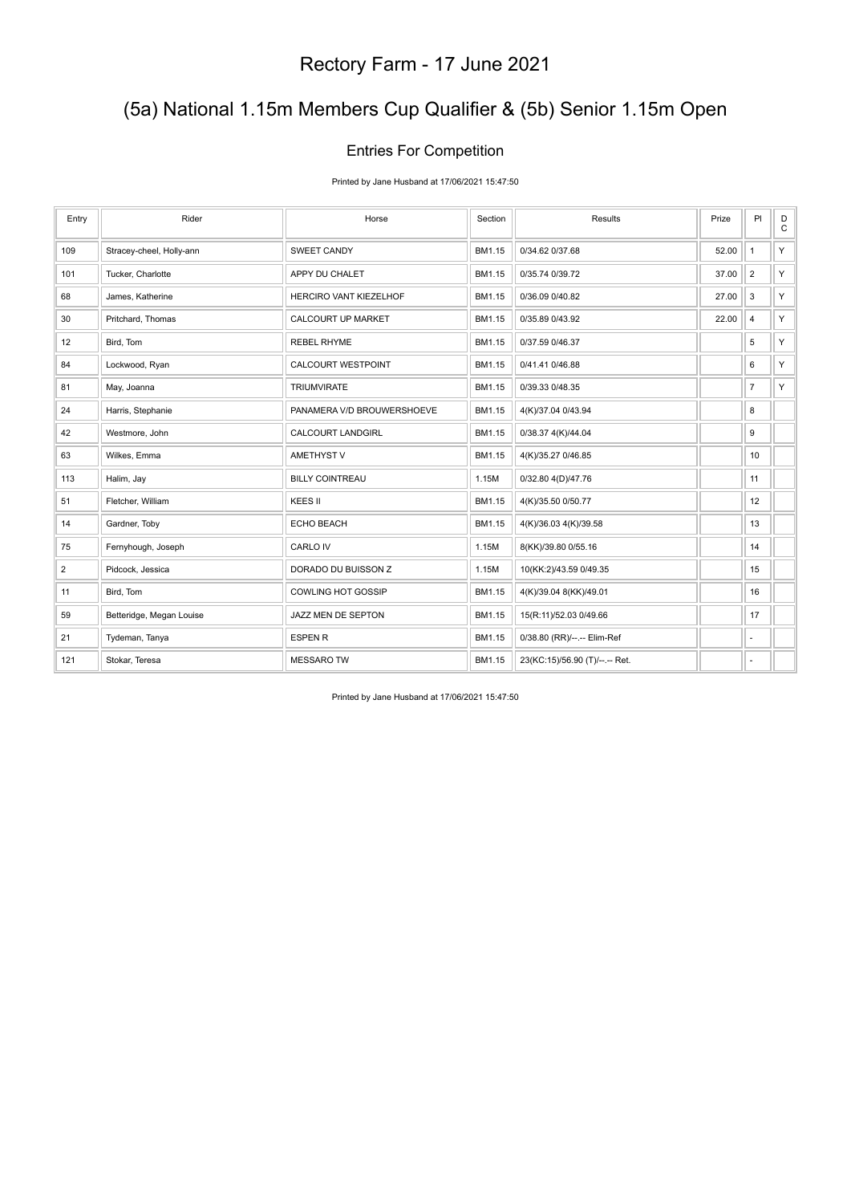# Rectory Farm - 17 June 2021

## (5a) National 1.15m Members Cup Qualifier & (5b) Senior 1.15m Open

### Entries For Competition

Printed by Jane Husband at 17/06/2021 15:47:50

| Entry | Rider | Horse | Section | Results | Prize | Pl | DC |
|---|---|---|---|---|---|---|---|
| 109 | Stracey-cheel, Holly-ann | SWEET CANDY | BM1.15 | 0/34.62 0/37.68 | 52.00 | 1 | Y |
| 101 | Tucker, Charlotte | APPY DU CHALET | BM1.15 | 0/35.74 0/39.72 | 37.00 | 2 | Y |
| 68 | James, Katherine | HERCIRO VANT KIEZELHOF | BM1.15 | 0/36.09 0/40.82 | 27.00 | 3 | Y |
| 30 | Pritchard, Thomas | CALCOURT UP MARKET | BM1.15 | 0/35.89 0/43.92 | 22.00 | 4 | Y |
| 12 | Bird, Tom | REBEL RHYME | BM1.15 | 0/37.59 0/46.37 | | 5 | Y |
| 84 | Lockwood, Ryan | CALCOURT WESTPOINT | BM1.15 | 0/41.41 0/46.88 | | 6 | Y |
| 81 | May, Joanna | TRIUMVIRATE | BM1.15 | 0/39.33 0/48.35 | | 7 | Y |
| 24 | Harris, Stephanie | PANAMERA V/D BROUWERSHOEVE | BM1.15 | 4(K)/37.04 0/43.94 | | 8 | |
| 42 | Westmore, John | CALCOURT LANDGIRL | BM1.15 | 0/38.37 4(K)/44.04 | | 9 | |
| 63 | Wilkes, Emma | AMETHYST V | BM1.15 | 4(K)/35.27 0/46.85 | | 10 | |
| 113 | Halim, Jay | BILLY COINTREAU | 1.15M | 0/32.80 4(D)/47.76 | | 11 | |
| 51 | Fletcher, William | KEES II | BM1.15 | 4(K)/35.50 0/50.77 | | 12 | |
| 14 | Gardner, Toby | ECHO BEACH | BM1.15 | 4(K)/36.03 4(K)/39.58 | | 13 | |
| 75 | Fernyhough, Joseph | CARLO IV | 1.15M | 8(KK)/39.80 0/55.16 | | 14 | |
| 2 | Pidcock, Jessica | DORADO DU BUISSON Z | 1.15M | 10(KK:2)/43.59 0/49.35 | | 15 | |
| 11 | Bird, Tom | COWLING HOT GOSSIP | BM1.15 | 4(K)/39.04 8(KK)/49.01 | | 16 | |
| 59 | Betteridge, Megan Louise | JAZZ MEN DE SEPTON | BM1.15 | 15(R:11)/52.03 0/49.66 | | 17 | |
| 21 | Tydeman, Tanya | ESPEN R | BM1.15 | 0/38.80 (RR)/--.-- Elim-Ref | | - | |
| 121 | Stokar, Teresa | MESSARO TW | BM1.15 | 23(KC:15)/56.90 (T)/--.-- Ret. | | - | |

Printed by Jane Husband at 17/06/2021 15:47:50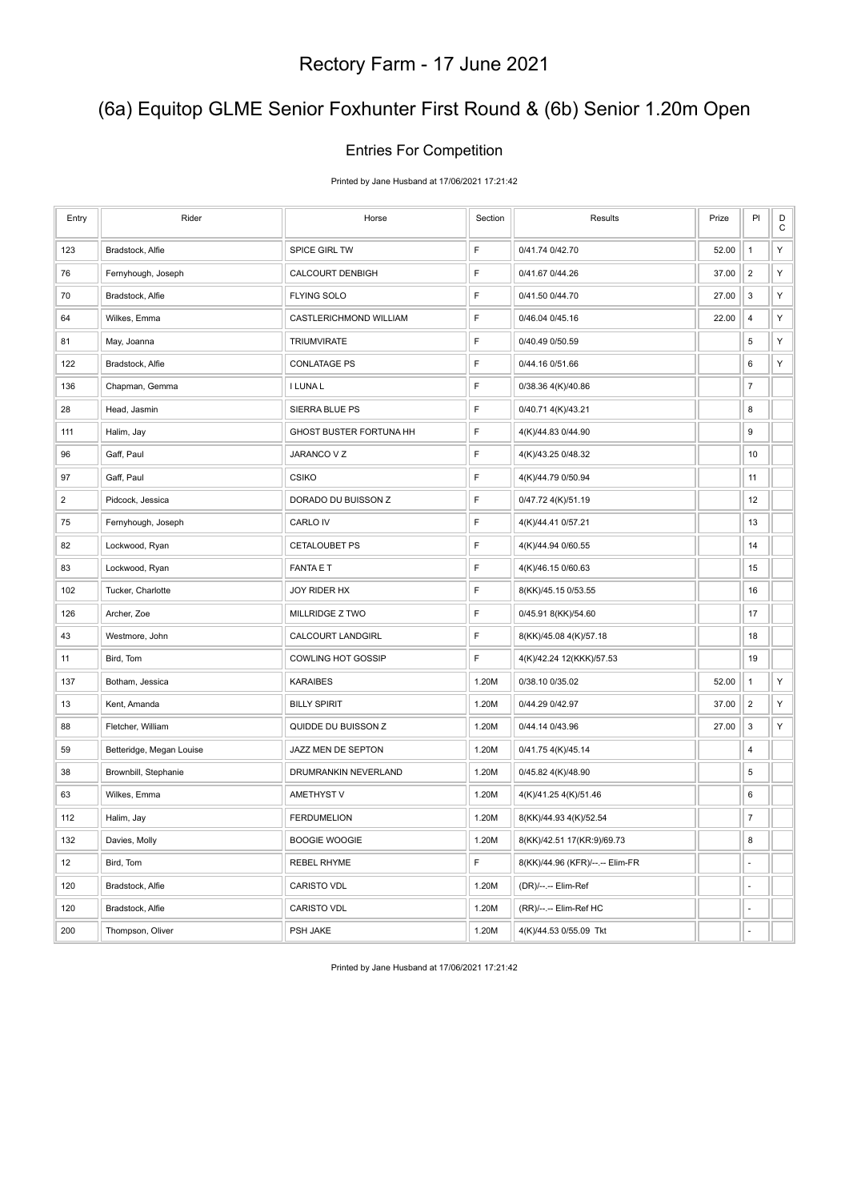# Rectory Farm - 17 June 2021

## (6a) Equitop GLME Senior Foxhunter First Round & (6b) Senior 1.20m Open

### Entries For Competition

Printed by Jane Husband at 17/06/2021 17:21:42

| Entry | Rider | Horse | Section | Results | Prize | Pl | DC |
|---|---|---|---|---|---|---|---|
| 123 | Bradstock, Alfie | SPICE GIRL TW | F | 0/41.74 0/42.70 | 52.00 | 1 | Y |
| 76 | Fernyhough, Joseph | CALCOURT DENBIGH | F | 0/41.67 0/44.26 | 37.00 | 2 | Y |
| 70 | Bradstock, Alfie | FLYING SOLO | F | 0/41.50 0/44.70 | 27.00 | 3 | Y |
| 64 | Wilkes, Emma | CASTLERICHMOND WILLIAM | F | 0/46.04 0/45.16 | 22.00 | 4 | Y |
| 81 | May, Joanna | TRIUMVIRATE | F | 0/40.49 0/50.59 | | 5 | Y |
| 122 | Bradstock, Alfie | CONLATAGE PS | F | 0/44.16 0/51.66 | | 6 | Y |
| 136 | Chapman, Gemma | I LUNA L | F | 0/38.36 4(K)/40.86 | | 7 | |
| 28 | Head, Jasmin | SIERRA BLUE PS | F | 0/40.71 4(K)/43.21 | | 8 | |
| 111 | Halim, Jay | GHOST BUSTER FORTUNA HH | F | 4(K)/44.83 0/44.90 | | 9 | |
| 96 | Gaff, Paul | JARANCO V Z | F | 4(K)/43.25 0/48.32 | | 10 | |
| 97 | Gaff, Paul | CSIKO | F | 4(K)/44.79 0/50.94 | | 11 | |
| 2 | Pidcock, Jessica | DORADO DU BUISSON Z | F | 0/47.72 4(K)/51.19 | | 12 | |
| 75 | Fernyhough, Joseph | CARLO IV | F | 4(K)/44.41 0/57.21 | | 13 | |
| 82 | Lockwood, Ryan | CETALOUBET PS | F | 4(K)/44.94 0/60.55 | | 14 | |
| 83 | Lockwood, Ryan | FANTA E T | F | 4(K)/46.15 0/60.63 | | 15 | |
| 102 | Tucker, Charlotte | JOY RIDER HX | F | 8(KK)/45.15 0/53.55 | | 16 | |
| 126 | Archer, Zoe | MILLRIDGE Z TWO | F | 0/45.91 8(KK)/54.60 | | 17 | |
| 43 | Westmore, John | CALCOURT LANDGIRL | F | 8(KK)/45.08 4(K)/57.18 | | 18 | |
| 11 | Bird, Tom | COWLING HOT GOSSIP | F | 4(K)/42.24 12(KKK)/57.53 | | 19 | |
| 137 | Botham, Jessica | KARAIBES | 1.20M | 0/38.10 0/35.02 | 52.00 | 1 | Y |
| 13 | Kent, Amanda | BILLY SPIRIT | 1.20M | 0/44.29 0/42.97 | 37.00 | 2 | Y |
| 88 | Fletcher, William | QUIDDE DU BUISSON Z | 1.20M | 0/44.14 0/43.96 | 27.00 | 3 | Y |
| 59 | Betteridge, Megan Louise | JAZZ MEN DE SEPTON | 1.20M | 0/41.75 4(K)/45.14 | | 4 | |
| 38 | Brownbill, Stephanie | DRUMRANKIN NEVERLAND | 1.20M | 0/45.82 4(K)/48.90 | | 5 | |
| 63 | Wilkes, Emma | AMETHYST V | 1.20M | 4(K)/41.25 4(K)/51.46 | | 6 | |
| 112 | Halim, Jay | FERDUMELION | 1.20M | 8(KK)/44.93 4(K)/52.54 | | 7 | |
| 132 | Davies, Molly | BOOGIE WOOGIE | 1.20M | 8(KK)/42.51 17(KR:9)/69.73 | | 8 | |
| 12 | Bird, Tom | REBEL RHYME | F | 8(KK)/44.96 (KFR)/--.-- Elim-FR | | - | |
| 120 | Bradstock, Alfie | CARISTO VDL | 1.20M | (DR)/--.-- Elim-Ref | | - | |
| 120 | Bradstock, Alfie | CARISTO VDL | 1.20M | (RR)/--.-- Elim-Ref HC | | - | |
| 200 | Thompson, Oliver | PSH JAKE | 1.20M | 4(K)/44.53 0/55.09 Tkt | | - | |

Printed by Jane Husband at 17/06/2021 17:21:42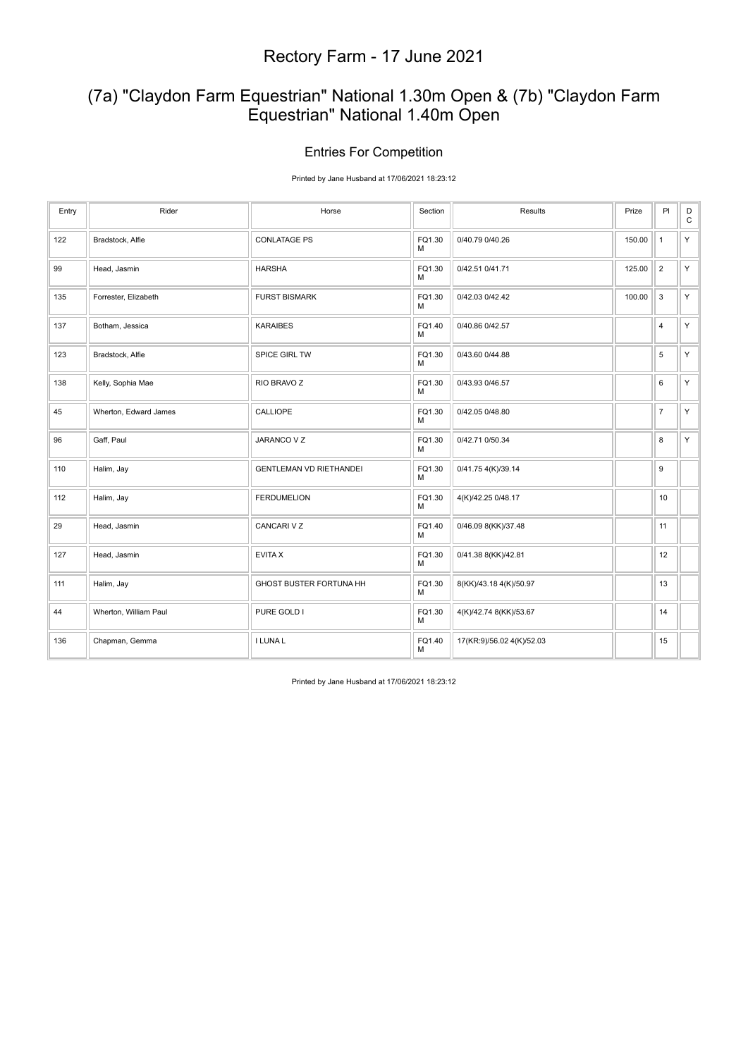# Rectory Farm - 17 June 2021

## (7a) "Claydon Farm Equestrian" National 1.30m Open & (7b) "Claydon Farm Equestrian" National 1.40m Open

### Entries For Competition

Printed by Jane Husband at 17/06/2021 18:23:12

| Entry | Rider | Horse | Section | Results | Prize | Pl | DC |
|---|---|---|---|---|---|---|---|
| 122 | Bradstock, Alfie | CONLATAGE PS | FQ1.30M | 0/40.79 0/40.26 | 150.00 | 1 | Y |
| 99 | Head, Jasmin | HARSHA | FQ1.30M | 0/42.51 0/41.71 | 125.00 | 2 | Y |
| 135 | Forrester, Elizabeth | FURST BISMARK | FQ1.30M | 0/42.03 0/42.42 | 100.00 | 3 | Y |
| 137 | Botham, Jessica | KARAIBES | FQ1.40M | 0/40.86 0/42.57 | | 4 | Y |
| 123 | Bradstock, Alfie | SPICE GIRL TW | FQ1.30M | 0/43.60 0/44.88 | | 5 | Y |
| 138 | Kelly, Sophia Mae | RIO BRAVO Z | FQ1.30M | 0/43.93 0/46.57 | | 6 | Y |
| 45 | Wherton, Edward James | CALLIOPE | FQ1.30M | 0/42.05 0/48.80 | | 7 | Y |
| 96 | Gaff, Paul | JARANCO V Z | FQ1.30M | 0/42.71 0/50.34 | | 8 | Y |
| 110 | Halim, Jay | GENTLEMAN VD RIETHANDEI | FQ1.30M | 0/41.75 4(K)/39.14 | | 9 | |
| 112 | Halim, Jay | FERDUMELION | FQ1.30M | 4(K)/42.25 0/48.17 | | 10 | |
| 29 | Head, Jasmin | CANCARI V Z | FQ1.40M | 0/46.09 8(KK)/37.48 | | 11 | |
| 127 | Head, Jasmin | EVITA X | FQ1.30M | 0/41.38 8(KK)/42.81 | | 12 | |
| 111 | Halim, Jay | GHOST BUSTER FORTUNA HH | FQ1.30M | 8(KK)/43.18 4(K)/50.97 | | 13 | |
| 44 | Wherton, William Paul | PURE GOLD I | FQ1.30M | 4(K)/42.74 8(KK)/53.67 | | 14 | |
| 136 | Chapman, Gemma | I LUNA L | FQ1.40M | 17(KR:9)/56.02 4(K)/52.03 | | 15 | |

Printed by Jane Husband at 17/06/2021 18:23:12